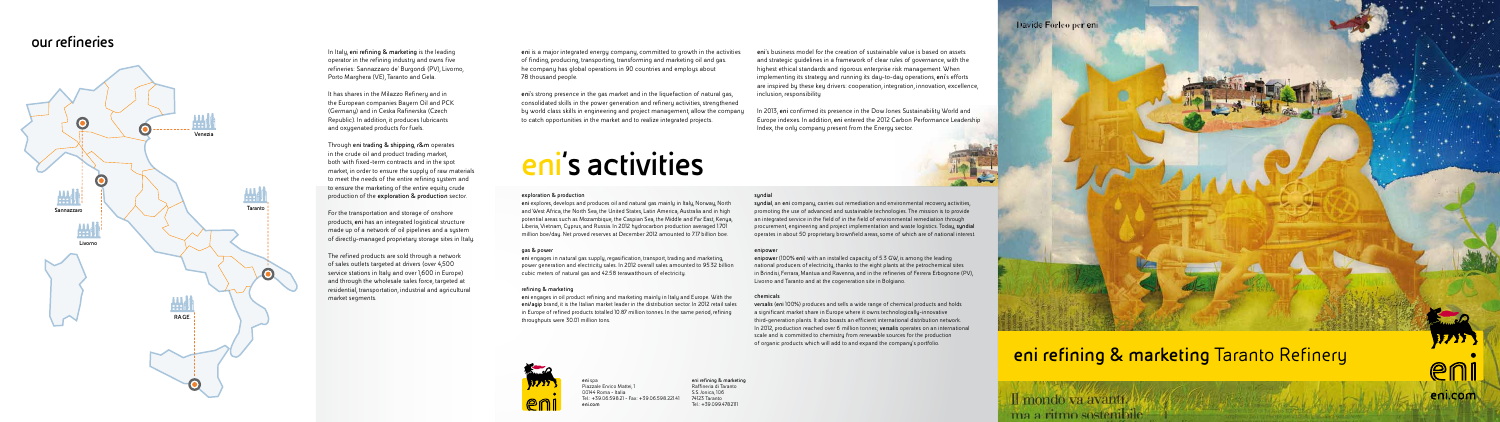## our refineries

Venezia

Sannazzaro

Livorno

Taranto

RAGE

In Italy, **eni refining & marketing** is the leading operator in the refining industry and owns five refineries: Sannazzaro de' Burgondi (PV), Livorno, Porto Marghera (VE), Taranto and Gela.

It has shares in the Milazzo Refinery and in the European companies Bayern Oil and PCK (Germany) and in Ceska Rafinerska (Czech Republic). In addition, it produces lubricants and oxygenated products for fuels.

Through **eni trading & shipping**, **r&m** operates in the crude oil and product trading market, both with fixed-term contracts and in the spot market, in order to ensure the supply of raw materials to meet the needs of the entire refining system and to ensure the marketing of the entire equity crude production of the **exploration & production** sector.

For the transportation and storage of onshore products, **eni** has an integrated logistical structure made up of a network of oil pipelines and a system of directly-managed proprietary storage sites in Italy.

The refined products are sold through a network of sales outlets targeted at drivers (over 4,500 service stations in Italy and over 1,600 in Europe) and through the wholesale sales force, targeted at residential, transportation, industrial and agricultural market segments.

**eni** is a major integrated energy company, committed to growth in the activities of finding, producing, transporting, transforming and marketing oil and gas. he company has global operations in 90 countries and employs about 78 thousand people.

**eni**'s strong presence in the gas market and in the liquefaction of natural gas, consolidated skills in the power generation and refinery activities, strengthened by world class skills in engineering and project management, allow the company to catch opportunities in the market and to realize integrated projects.

**eni**'s business model for the creation of sustainable value is based on assets and strategic guidelines in a framework of clear rules of governance, with the highest ethical standards and rigorous enterprise risk management. When implementing its strategy and running its day-to-day operations, **eni**'s efforts are inspired by these key drivers: cooperation, integration, innovation, excellence, inclusion, responsibility.

In 2013, **eni** confirmed its presence in the Dow Jones Sustainability World and Europe indexes. In addition, **eni** entered the 2012 Carbon Performance Leadership Index, the only company present from the Energy sector.

# eni's activities

#### exploration & production

**eni** explores, develops and produces oil and natural gas mainly in Italy, Norway, North and West Africa, the North Sea, the United States, Latin America, Australia and in high potential areas such as Mozambique, the Caspian Sea, the Middle and Far East, Kenya, Liberia, Vietnam, Cyprus and Russia. In 2012 hydrocarbon production averaged 1,701 million boe/day. Net proved reserves at December 2012 amounted to 7.17 billion boe.

#### gas & power

**eni** engages in natural gas supply, regasification, transport, trading and marketing, power generation and electricity sales. In 2012 overall sales amounted to 95.32 billion cubic meters of natural gas and 42.58 terawatthours of electricity.

#### refining & marketing

**eni** engages in oil product refining and marketing mainly in Italy and Europe. With the **eni/agip** brand, it is the Italian market leader in the distribution sector. In 2012 retail sales in Europe of refined products totalled 10.87 million tonnes. In the same period, refining throughputs were 30.01 million tons.

#### syndial

**syndial**, an **eni** company, carries out remediation and environmental recovery activities, promoting the use of advanced and sustainable technologies. The mission is to provide an integrated service in the field of in the field of environmental remediation through procurement, engineering and project implementation and waste logistics. Today, **syndial** operates in about 50 proprietary brownfield areas, some of which are of national interest.

#### enipower

**enipower** (100% **eni**) with an installed capacity of 5.3 GW, is among the leading national producers of electricity, thanks to the eight plants at the petrochemical sites in Brindisi, Ferrara, Mantua and Ravenna, and in the refineries of Ferrera Erbognone (PV), Livorno and Taranto and at the cogeneration site in Bolgiano.

#### chemicals

**versalis** (eni 100%) produces and sells a wide range of chemical products and holds a significant market share in Europe where it owns technologically-innovative third-generation plants. It also boasts an efficient international distribution network. In 2012, production reached over 6 million tonnes, **versalis** operates on an international scale and is committed to chemistry from renewable sources for the production of organic products which will add to and expand the company's portfolio.

**eni spa**
Piazzale Enrico Mattei, 1
00144 Roma - Italia
Tel.: +39.06.598.21 - Fax: +39.06.598.221.41
**eni.com**

**eni refining & marketing**
Raffineria di Taranto
S.S. Ionica, 106
74123 Taranto
Tel.: +39.099.4761

Davide Forleo per eni

# eni refining & marketing Taranto Refinery

eni
eni.com

Il mondo va avanti,
ma a ritmo sostenibile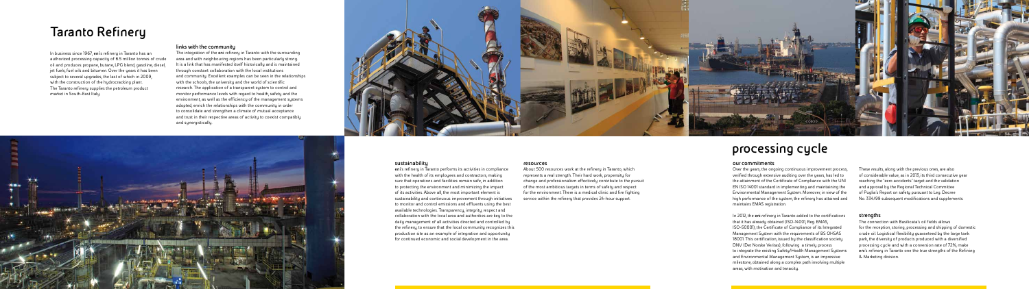# Taranto Refinery

In business since 1967, **eni**'s refinery in Taranto has an authorized processing capacity of 6.5 million tonnes of crude oil and produces propane, butane, LPG blend, gasoline, diesel, jet fuels, fuel oils and bitumen. Over the years it has been subject to several upgrades, the last of which in 2009, with the construction of the hydrocracking plant. The Taranto refinery supplies the petroleum product market in South-East Italy.

### links with the community

The integration of the **eni** refinery in Taranto with the surrounding area and with neighbouring regions has been particularly strong. It is a link that has manifested itself historically and is maintained through constant collaboration with the local institutions and community. Excellent examples can be seen in the relationships with the schools, the university and the world of scientific research. The application of a transparent system to control and monitor performance levels with regard to health, safety and the environment, as well as the efficiency of the management systems adopted, enrich the relationships with the community in order to consolidate and strengthen a climate of mutual acceptance and trust in their respective areas of activity to coexist compatibly and synergistically.

### sustainability

**eni**'s refinery in Taranto performs its activities in compliance with the health of its employees and contractors, making sure that operations and facilities remain safe, in addition to protecting the environment and minimizing the impact of its activities. Above all, the most important element is sustainability and continuous improvement through initiatives to monitor and control emissions and effluents using the best available technologies. Transparency, integrity, respect and collaboration with the local area and authorities are key to the daily management of all activities directed and controlled by the refinery, to ensure that the local community recognizes this production site as an example of integration and opportunity for continued economic and social development in the area.

### resources

About 500 resources work at the refinery in Taranto, which represents a real strength. Their hard work, propensity for change and professionalism effectively contribute to the pursuit of the most ambitious targets in terms of safety and respect for the environment. There is a medical clinic and fire fighting service within the refinery that provides 24-hour support.

## processing cycle

### our commitments

Over the years, the ongoing continuous improvement process, verified through extensive auditing over the years, has led to the attainment of the Certificate of Compliance with the UNI EN ISO 14001 standard in implementing and maintaining the Environmental Management System. Moreover, in view of the high performance of the system, the refinery has attained and maintains EMAS registration.

In 2012, the **eni** refinery in Taranto added to the certifications that it has already obtained (ISO-14001, Reg. EMAS, ISO-50001), the Certificate of Compliance of its Integrated Management System with the requirements of BS OHSAS 18001. This certification, issued by the classification society DNV (Det Norske Veritas), following a timely process to integrate the existing Safety/Health Management Systems and Environmental Management System, is an impressive milestone, obtained along a complex path involving multiple areas, with motivation and tenacity.

These results, along with the previous ones, are also of considerable value, as in 2013, its third consecutive year reaching the "zero accidents" target and the validation and approval by the Regional Technical Committee of Puglia's Report on safety pursuant to Leg. Decree No. 334/99 subsequent modifications and supplements.

### strengths

The connection with Basilicata's oil fields allows for the reception, storing, processing and shipping of domestic crude oil. Logistical flexibility guaranteed by the large tank park, the diversity of products produced with a diversified processing cycle and with a conversion rate of 72%, make **eni**'s refinery in Taranto one the true strengths of the Refining & Marketing division.